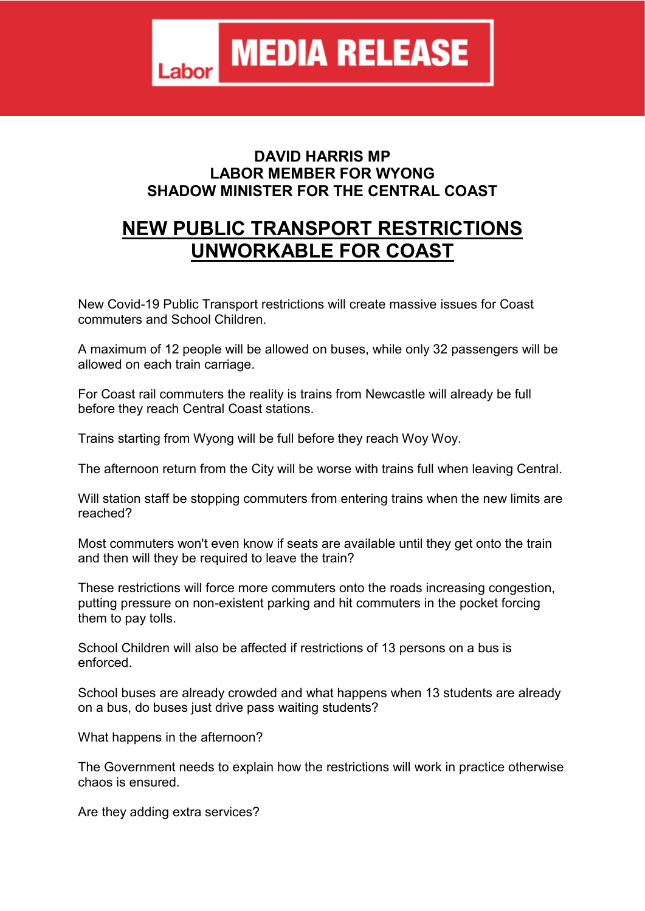Labor **MEDIA RELEASE**

**DAVID HARRIS MP**
**LABOR MEMBER FOR WYONG**
**SHADOW MINISTER FOR THE CENTRAL COAST**

# NEW PUBLIC TRANSPORT RESTRICTIONS UNWORKABLE FOR COAST

New Covid-19 Public Transport restrictions will create massive issues for Coast commuters and School Children.

A maximum of 12 people will be allowed on buses, while only 32 passengers will be allowed on each train carriage.

For Coast rail commuters the reality is trains from Newcastle will already be full before they reach Central Coast stations.

Trains starting from Wyong will be full before they reach Woy Woy.

The afternoon return from the City will be worse with trains full when leaving Central.

Will station staff be stopping commuters from entering trains when the new limits are reached?

Most commuters won't even know if seats are available until they get onto the train and then will they be required to leave the train?

These restrictions will force more commuters onto the roads increasing congestion, putting pressure on non-existent parking and hit commuters in the pocket forcing them to pay tolls.

School Children will also be affected if restrictions of 13 persons on a bus is enforced.

School buses are already crowded and what happens when 13 students are already on a bus, do buses just drive pass waiting students?

What happens in the afternoon?

The Government needs to explain how the restrictions will work in practice otherwise chaos is ensured.

Are they adding extra services?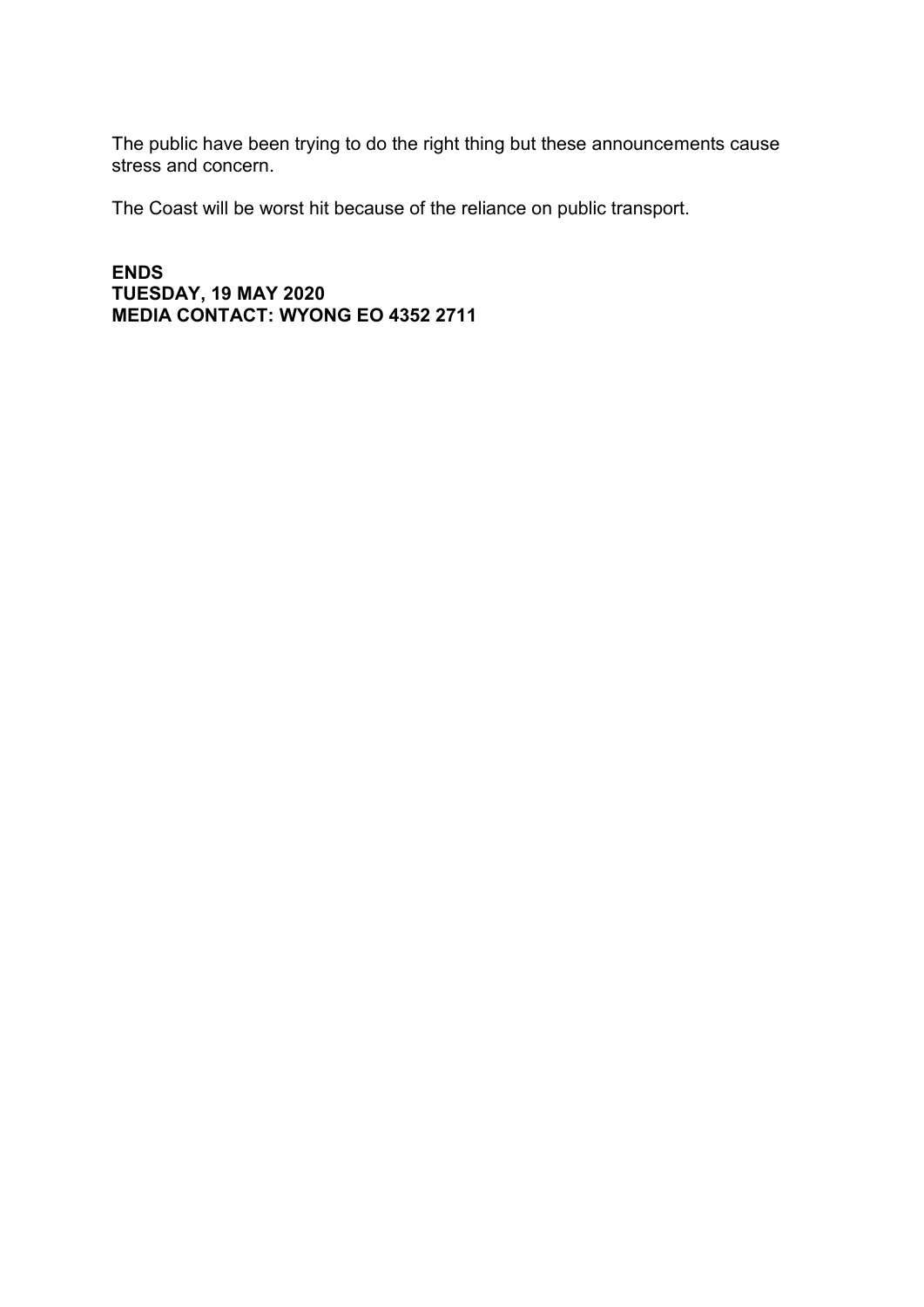The public have been trying to do the right thing but these announcements cause stress and concern.

The Coast will be worst hit because of the reliance on public transport.

**ENDS**
**TUESDAY, 19 MAY 2020**
**MEDIA CONTACT: WYONG EO 4352 2711**